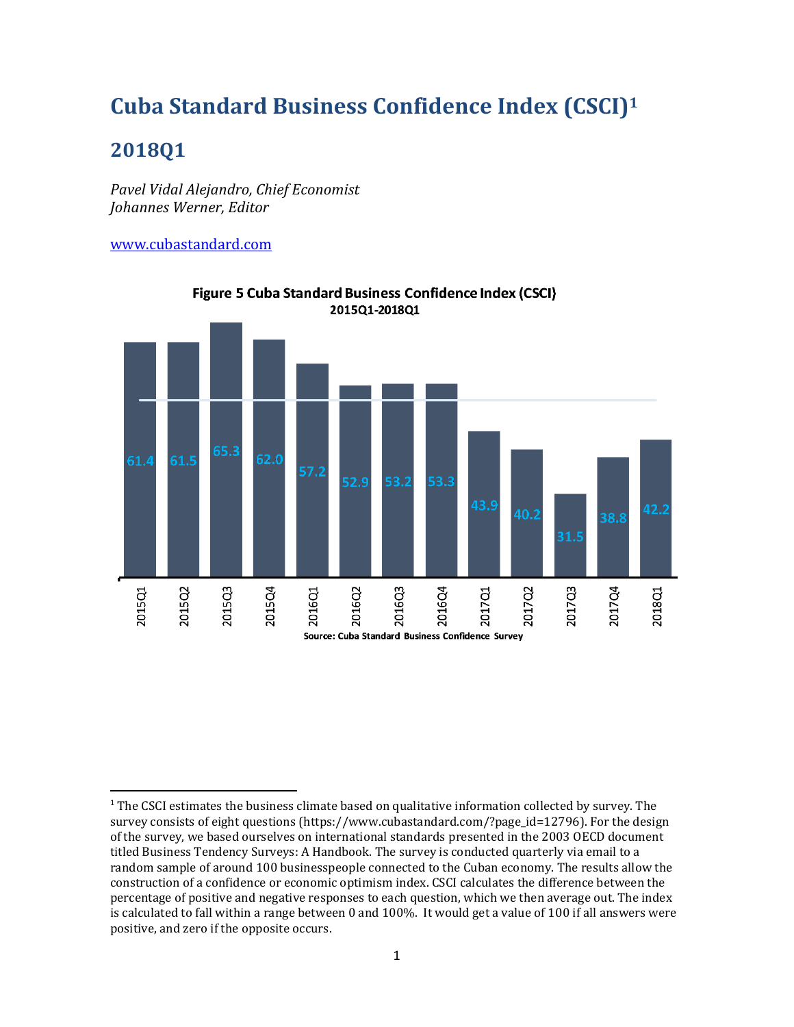# Cuba Standard Business Confidence Index (CSCI)[1]

## 2018Q1

*Pavel Vidal Alejandro, Chief Economist*
*Johannes Werner, Editor*

www.cubastandard.com

**Figure 5 Cuba Standard Business Confidence Index (CSCI)**
**2015Q1-2018Q1**

| Quarter | CSCI |
|---|---|
| 2015Q1 | 61.4 |
| 2015Q2 | 61.5 |
| 2015Q3 | 65.3 |
| 2015Q4 | 62.0 |
| 2016Q1 | 57.2 |
| 2016Q2 | 52.9 |
| 2016Q3 | 53.2 |
| 2016Q4 | 53.3 |
| 2017Q1 | 43.9 |
| 2017Q2 | 40.2 |
| 2017Q3 | 31.5 |
| 2017Q4 | 38.8 |
| 2018Q1 | 42.2 |

Source: Cuba Standard Business Confidence Survey

---

[1] The CSCI estimates the business climate based on qualitative information collected by survey. The survey consists of eight questions (https://www.cubastandard.com/?page_id=12796). For the design of the survey, we based ourselves on international standards presented in the 2003 OECD document titled Business Tendency Surveys: A Handbook. The survey is conducted quarterly via email to a random sample of around 100 businesspeople connected to the Cuban economy. The results allow the construction of a confidence or economic optimism index. CSCI calculates the difference between the percentage of positive and negative responses to each question, which we then average out. The index is calculated to fall within a range between 0 and 100%. It would get a value of 100 if all answers were positive, and zero if the opposite occurs.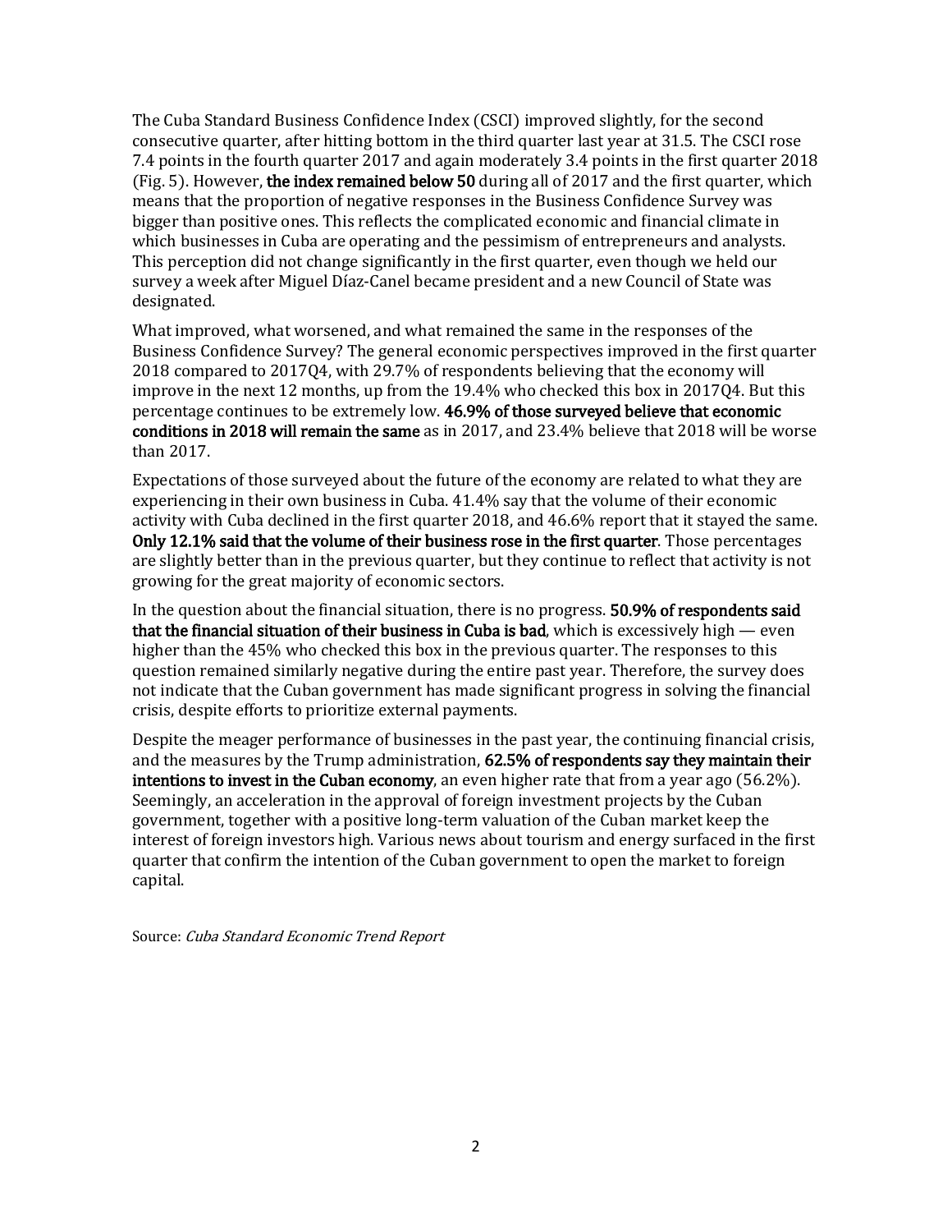The Cuba Standard Business Confidence Index (CSCI) improved slightly, for the second consecutive quarter, after hitting bottom in the third quarter last year at 31.5. The CSCI rose 7.4 points in the fourth quarter 2017 and again moderately 3.4 points in the first quarter 2018 (Fig. 5). However, **the index remained below 50** during all of 2017 and the first quarter, which means that the proportion of negative responses in the Business Confidence Survey was bigger than positive ones. This reflects the complicated economic and financial climate in which businesses in Cuba are operating and the pessimism of entrepreneurs and analysts. This perception did not change significantly in the first quarter, even though we held our survey a week after Miguel Díaz-Canel became president and a new Council of State was designated.

What improved, what worsened, and what remained the same in the responses of the Business Confidence Survey? The general economic perspectives improved in the first quarter 2018 compared to 2017Q4, with 29.7% of respondents believing that the economy will improve in the next 12 months, up from the 19.4% who checked this box in 2017Q4. But this percentage continues to be extremely low. **46.9% of those surveyed believe that economic conditions in 2018 will remain the same** as in 2017, and 23.4% believe that 2018 will be worse than 2017.

Expectations of those surveyed about the future of the economy are related to what they are experiencing in their own business in Cuba. 41.4% say that the volume of their economic activity with Cuba declined in the first quarter 2018, and 46.6% report that it stayed the same. **Only 12.1% said that the volume of their business rose in the first quarter**. Those percentages are slightly better than in the previous quarter, but they continue to reflect that activity is not growing for the great majority of economic sectors.

In the question about the financial situation, there is no progress. **50.9% of respondents said that the financial situation of their business in Cuba is bad**, which is excessively high — even higher than the 45% who checked this box in the previous quarter. The responses to this question remained similarly negative during the entire past year. Therefore, the survey does not indicate that the Cuban government has made significant progress in solving the financial crisis, despite efforts to prioritize external payments.

Despite the meager performance of businesses in the past year, the continuing financial crisis, and the measures by the Trump administration, **62.5% of respondents say they maintain their intentions to invest in the Cuban economy**, an even higher rate that from a year ago (56.2%). Seemingly, an acceleration in the approval of foreign investment projects by the Cuban government, together with a positive long-term valuation of the Cuban market keep the interest of foreign investors high. Various news about tourism and energy surfaced in the first quarter that confirm the intention of the Cuban government to open the market to foreign capital.

Source: *Cuba Standard Economic Trend Report*